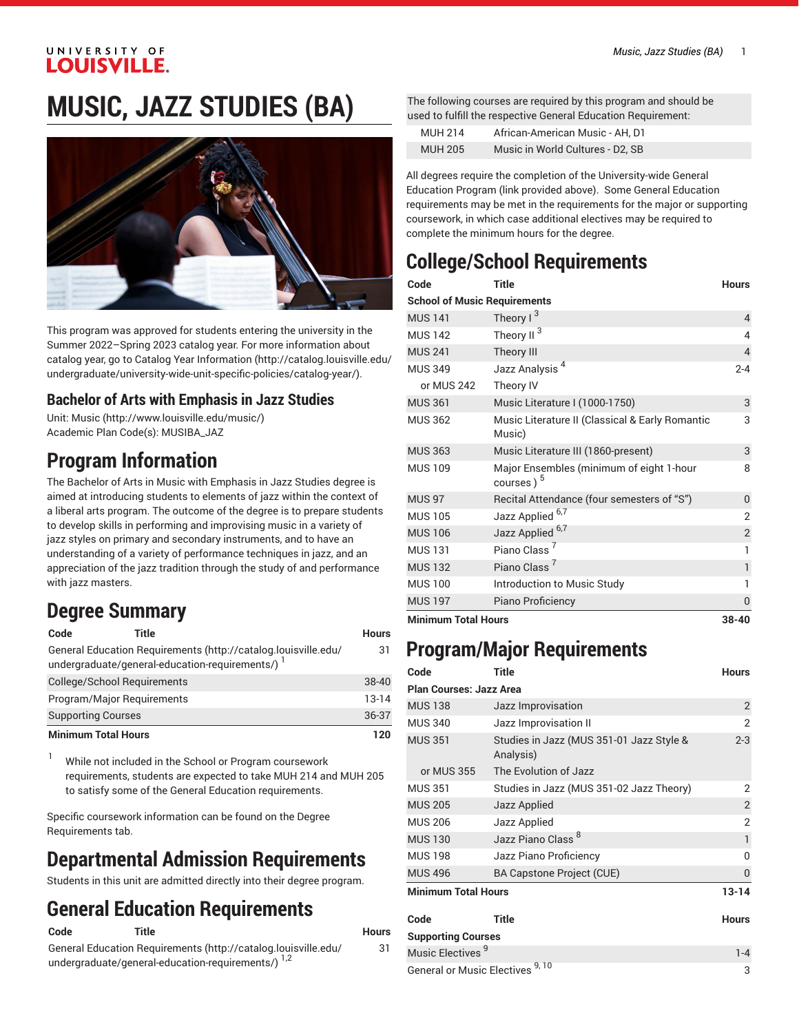# MUSIC, JAZZ STUDIES (BA)

This program was approved for students entering the university in the Summer 2022–Spring 2023 catalog year. For more information about catalog year, go to Catalog Year Information (http://catalog.louisville.edu/undergraduate/university-wide-unit-specific-policies/catalog-year/).

### Bachelor of Arts with Emphasis in Jazz Studies

Unit: Music (http://www.louisville.edu/music/)
Academic Plan Code(s): MUSIBA_JAZ

## Program Information

The Bachelor of Arts in Music with Emphasis in Jazz Studies degree is aimed at introducing students to elements of jazz within the context of a liberal arts program. The outcome of the degree is to prepare students to develop skills in performing and improvising music in a variety of jazz styles on primary and secondary instruments, and to have an understanding of a variety of performance techniques in jazz, and an appreciation of the jazz tradition through the study of and performance with jazz masters.

## Degree Summary

| Code | Title | Hours |
|---|---|---|
| General Education Requirements (http://catalog.louisville.edu/undergraduate/general-education-requirements/) [1] | | 31 |
| College/School Requirements | | 38-40 |
| Program/Major Requirements | | 13-14 |
| Supporting Courses | | 36-37 |
| **Minimum Total Hours** | | **120** |

1 While not included in the School or Program coursework requirements, students are expected to take MUH 214 and MUH 205 to satisfy some of the General Education requirements.

Specific coursework information can be found on the Degree Requirements tab.

## Departmental Admission Requirements

Students in this unit are admitted directly into their degree program.

## General Education Requirements

| Code | Title | Hours |
|---|---|---|
| General Education Requirements (http://catalog.louisville.edu/undergraduate/general-education-requirements/) [1,2] | | 31 |
| The following courses are required by this program and should be used to fulfill the respective General Education Requirement: | | |
| MUH 214 | African-American Music - AH, D1 | |
| MUH 205 | Music in World Cultures - D2, SB | |

All degrees require the completion of the University-wide General Education Program (link provided above). Some General Education requirements may be met in the requirements for the major or supporting coursework, in which case additional electives may be required to complete the minimum hours for the degree.

## College/School Requirements

| Code | Title | Hours |
|---|---|---|
| **School of Music Requirements** | | |
| MUS 141 | Theory I [3] | 4 |
| MUS 142 | Theory II [3] | 4 |
| MUS 241 | Theory III | 4 |
| MUS 349 | Jazz Analysis [4] | 2-4 |
| or MUS 242 | Theory IV | |
| MUS 361 | Music Literature I (1000-1750) | 3 |
| MUS 362 | Music Literature II (Classical & Early Romantic Music) | 3 |
| MUS 363 | Music Literature III (1860-present) | 3 |
| MUS 109 | Major Ensembles (minimum of eight 1-hour courses ) [5] | 8 |
| MUS 97 | Recital Attendance (four semesters of "S") | 0 |
| MUS 105 | Jazz Applied [6,7] | 2 |
| MUS 106 | Jazz Applied [6,7] | 2 |
| MUS 131 | Piano Class [7] | 1 |
| MUS 132 | Piano Class [7] | 1 |
| MUS 100 | Introduction to Music Study | 1 |
| MUS 197 | Piano Proficiency | 0 |
| **Minimum Total Hours** | | **38-40** |

## Program/Major Requirements

| Code | Title | Hours |
|---|---|---|
| **Plan Courses: Jazz Area** | | |
| MUS 138 | Jazz Improvisation | 2 |
| MUS 340 | Jazz Improvisation II | 2 |
| MUS 351 | Studies in Jazz (MUS 351-01 Jazz Style & Analysis) | 2-3 |
| or MUS 355 | The Evolution of Jazz | |
| MUS 351 | Studies in Jazz (MUS 351-02 Jazz Theory) | 2 |
| MUS 205 | Jazz Applied | 2 |
| MUS 206 | Jazz Applied | 2 |
| MUS 130 | Jazz Piano Class [8] | 1 |
| MUS 198 | Jazz Piano Proficiency | 0 |
| MUS 496 | BA Capstone Project (CUE) | 0 |
| **Minimum Total Hours** | | **13-14** |

| Code | Title | Hours |
|---|---|---|
| **Supporting Courses** | | |
| Music Electives [9] | | 1-4 |
| General or Music Electives [9, 10] | | 3 |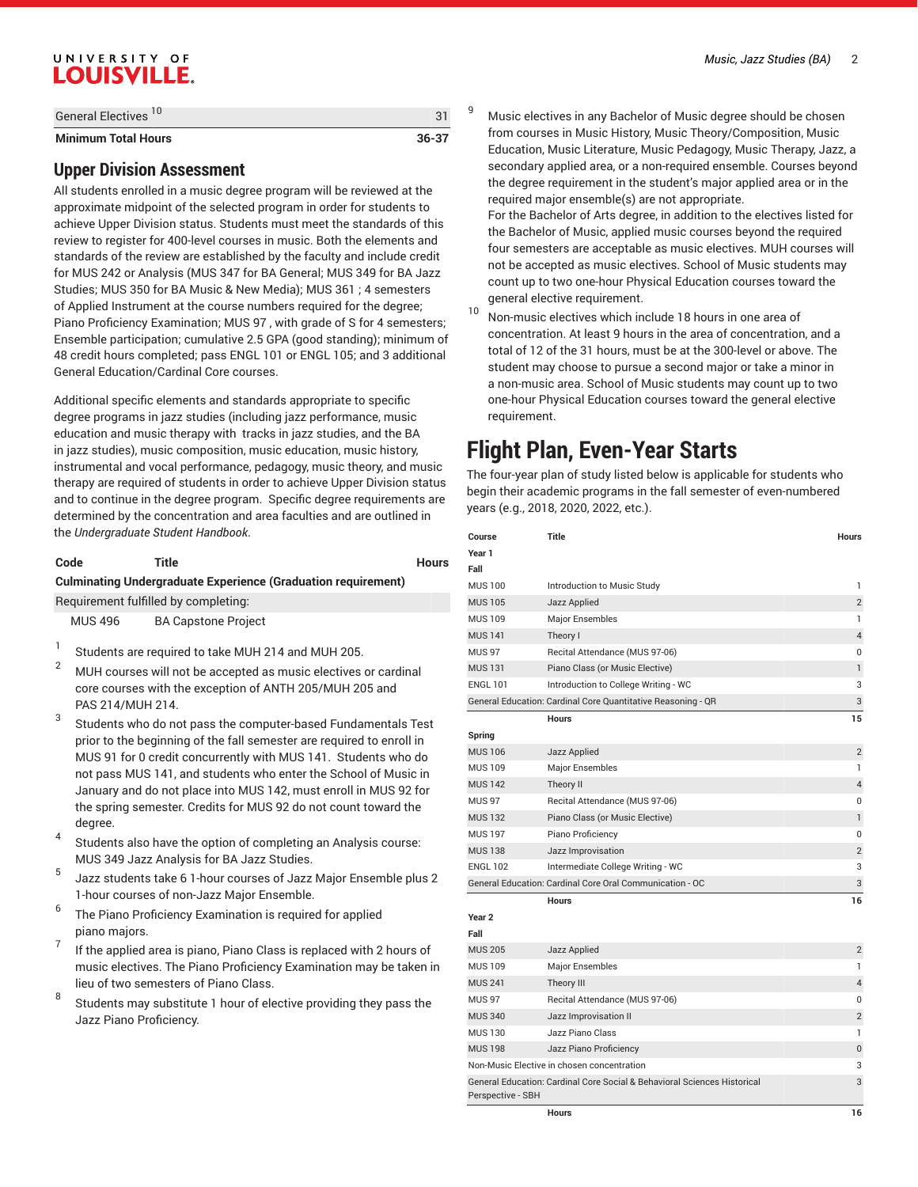| | | |
|---|---|---|
| General Electives [10] | | 31 |
| **Minimum Total Hours** | | **36-37** |

## Upper Division Assessment

All students enrolled in a music degree program will be reviewed at the approximate midpoint of the selected program in order for students to achieve Upper Division status. Students must meet the standards of this review to register for 400-level courses in music. Both the elements and standards of the review are established by the faculty and include credit for MUS 242 or Analysis (MUS 347 for BA General; MUS 349 for BA Jazz Studies; MUS 350 for BA Music & New Media); MUS 361 ; 4 semesters of Applied Instrument at the course numbers required for the degree; Piano Proficiency Examination; MUS 97 , with grade of S for 4 semesters; Ensemble participation; cumulative 2.5 GPA (good standing); minimum of 48 credit hours completed; pass ENGL 101 or ENGL 105; and 3 additional General Education/Cardinal Core courses.

Additional specific elements and standards appropriate to specific degree programs in jazz studies (including jazz performance, music education and music therapy with tracks in jazz studies, and the BA in jazz studies), music composition, music education, music history, instrumental and vocal performance, pedagogy, music theory, and music therapy are required of students in order to achieve Upper Division status and to continue in the degree program. Specific degree requirements are determined by the concentration and area faculties and are outlined in the *Undergraduate Student Handbook*.

| Code | Title | Hours |
|---|---|---|
| **Culminating Undergraduate Experience (Graduation requirement)** | | |
| Requirement fulfilled by completing: | | |
| MUS 496 | BA Capstone Project | |

1. Students are required to take MUH 214 and MUH 205.
2. MUH courses will not be accepted as music electives or cardinal core courses with the exception of ANTH 205/MUH 205 and PAS 214/MUH 214.
3. Students who do not pass the computer-based Fundamentals Test prior to the beginning of the fall semester are required to enroll in MUS 91 for 0 credit concurrently with MUS 141. Students who do not pass MUS 141, and students who enter the School of Music in January and do not place into MUS 142, must enroll in MUS 92 for the spring semester. Credits for MUS 92 do not count toward the degree.
4. Students also have the option of completing an Analysis course: MUS 349 Jazz Analysis for BA Jazz Studies.
5. Jazz students take 6 1-hour courses of Jazz Major Ensemble plus 2 1-hour courses of non-Jazz Major Ensemble.
6. The Piano Proficiency Examination is required for applied piano majors.
7. If the applied area is piano, Piano Class is replaced with 2 hours of music electives. The Piano Proficiency Examination may be taken in lieu of two semesters of Piano Class.
8. Students may substitute 1 hour of elective providing they pass the Jazz Piano Proficiency.
9. Music electives in any Bachelor of Music degree should be chosen from courses in Music History, Music Theory/Composition, Music Education, Music Literature, Music Pedagogy, Music Therapy, Jazz, a secondary applied area, or a non-required ensemble. Courses beyond the degree requirement in the student's major applied area or in the required major ensemble(s) are not appropriate.
   For the Bachelor of Arts degree, in addition to the electives listed for the Bachelor of Music, applied music courses beyond the required four semesters are acceptable as music electives. MUH courses will not be accepted as music electives. School of Music students may count up to two one-hour Physical Education courses toward the general elective requirement.
10. Non-music electives which include 18 hours in one area of concentration. At least 9 hours in the area of concentration, and a total of 12 of the 31 hours, must be at the 300-level or above. The student may choose to pursue a second major or take a minor in a non-music area. School of Music students may count up to two one-hour Physical Education courses toward the general elective requirement.

# Flight Plan, Even-Year Starts

The four-year plan of study listed below is applicable for students who begin their academic programs in the fall semester of even-numbered years (e.g., 2018, 2020, 2022, etc.).

| Course | Title | Hours |
|---|---|---|
| **Year 1** | | |
| **Fall** | | |
| MUS 100 | Introduction to Music Study | 1 |
| MUS 105 | Jazz Applied | 2 |
| MUS 109 | Major Ensembles | 1 |
| MUS 141 | Theory I | 4 |
| MUS 97 | Recital Attendance (MUS 97-06) | 0 |
| MUS 131 | Piano Class (or Music Elective) | 1 |
| ENGL 101 | Introduction to College Writing - WC | 3 |
| General Education: Cardinal Core Quantitative Reasoning - QR | | 3 |
| | **Hours** | **15** |
| **Spring** | | |
| MUS 106 | Jazz Applied | 2 |
| MUS 109 | Major Ensembles | 1 |
| MUS 142 | Theory II | 4 |
| MUS 97 | Recital Attendance (MUS 97-06) | 0 |
| MUS 132 | Piano Class (or Music Elective) | 1 |
| MUS 197 | Piano Proficiency | 0 |
| MUS 138 | Jazz Improvisation | 2 |
| ENGL 102 | Intermediate College Writing - WC | 3 |
| General Education: Cardinal Core Oral Communication - OC | | 3 |
| | **Hours** | **16** |
| **Year 2** | | |
| **Fall** | | |
| MUS 205 | Jazz Applied | 2 |
| MUS 109 | Major Ensembles | 1 |
| MUS 241 | Theory III | 4 |
| MUS 97 | Recital Attendance (MUS 97-06) | 0 |
| MUS 340 | Jazz Improvisation II | 2 |
| MUS 130 | Jazz Piano Class | 1 |
| MUS 198 | Jazz Piano Proficiency | 0 |
| Non-Music Elective in chosen concentration | | 3 |
| General Education: Cardinal Core Social & Behavioral Sciences Historical Perspective - SBH | | 3 |
| | **Hours** | **16** |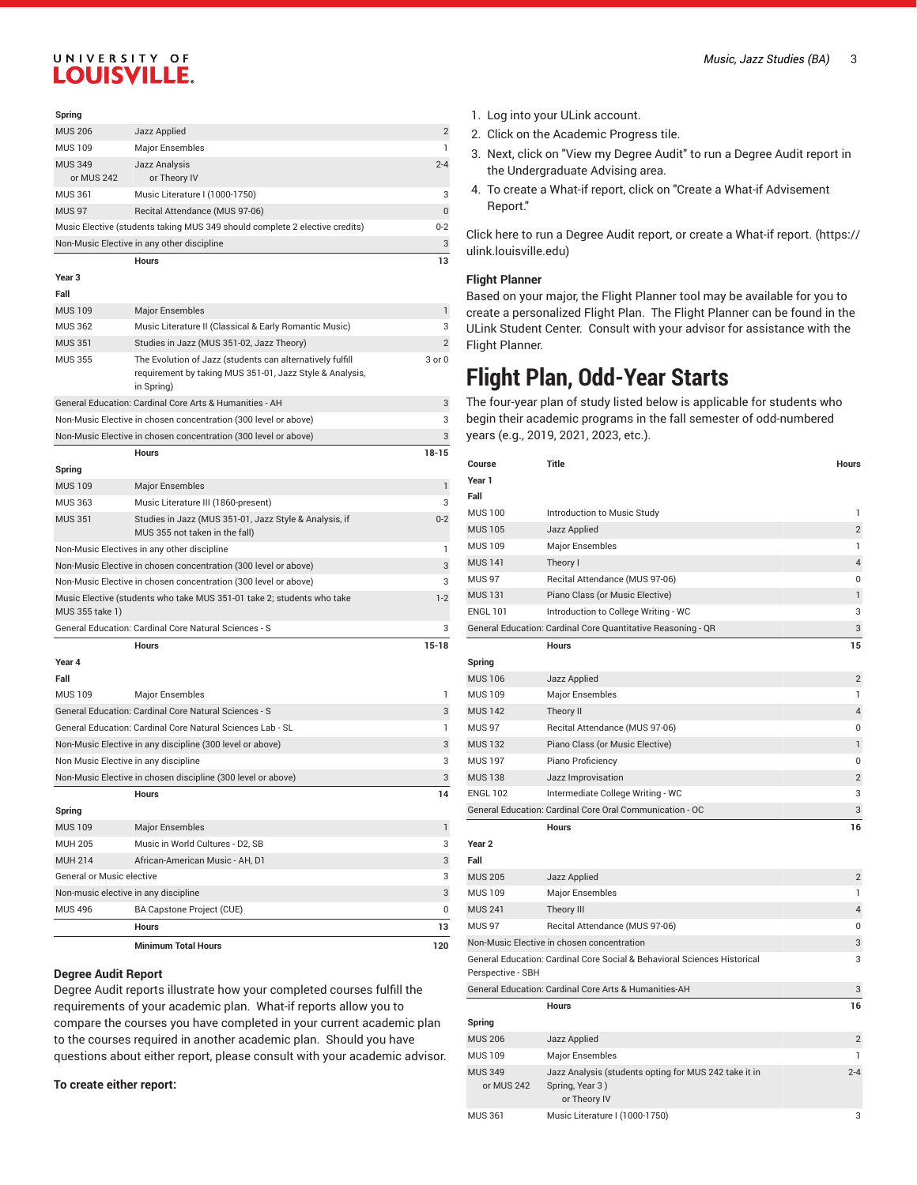| | | |
|---|---|---|
| **Spring** | | |
| MUS 206 | Jazz Applied | 2 |
| MUS 109 | Major Ensembles | 1 |
| MUS 349 or MUS 242 | Jazz Analysis or Theory IV | 2-4 |
| MUS 361 | Music Literature I (1000-1750) | 3 |
| MUS 97 | Recital Attendance (MUS 97-06) | 0 |
| Music Elective (students taking MUS 349 should complete 2 elective credits) | | 0-2 |
| Non-Music Elective in any other discipline | | 3 |
| | **Hours** | **13** |
| **Year 3** | | |
| **Fall** | | |
| MUS 109 | Major Ensembles | 1 |
| MUS 362 | Music Literature II (Classical & Early Romantic Music) | 3 |
| MUS 351 | Studies in Jazz (MUS 351-02, Jazz Theory) | 2 |
| MUS 355 | The Evolution of Jazz (students can alternatively fulfill requirement by taking MUS 351-01, Jazz Style & Analysis, in Spring) | 3 or 0 |
| General Education: Cardinal Core Arts & Humanities - AH | | 3 |
| Non-Music Elective in chosen concentration (300 level or above) | | 3 |
| Non-Music Elective in chosen concentration (300 level or above) | | 3 |
| | **Hours** | **18-15** |
| **Spring** | | |
| MUS 109 | Major Ensembles | 1 |
| MUS 363 | Music Literature III (1860-present) | 3 |
| MUS 351 | Studies in Jazz (MUS 351-01, Jazz Style & Analysis, if MUS 355 not taken in the fall) | 0-2 |
| Non-Music Electives in any other discipline | | 1 |
| Non-Music Elective in chosen concentration (300 level or above) | | 3 |
| Non-Music Elective in chosen concentration (300 level or above) | | 3 |
| Music Elective (students who take MUS 351-01 take 2; students who take MUS 355 take 1) | | 1-2 |
| General Education: Cardinal Core Natural Sciences - S | | 3 |
| | **Hours** | **15-18** |
| **Year 4** | | |
| **Fall** | | |
| MUS 109 | Major Ensembles | 1 |
| General Education: Cardinal Core Natural Sciences - S | | 3 |
| General Education: Cardinal Core Natural Sciences Lab - SL | | 1 |
| Non-Music Elective in any discipline (300 level or above) | | 3 |
| Non Music Elective in any discipline | | 3 |
| Non-Music Elective in chosen discipline (300 level or above) | | 3 |
| | **Hours** | **14** |
| **Spring** | | |
| MUS 109 | Major Ensembles | 1 |
| MUH 205 | Music in World Cultures - D2, SB | 3 |
| MUH 214 | African-American Music - AH, D1 | 3 |
| General or Music elective | | 3 |
| Non-music elective in any discipline | | 3 |
| MUS 496 | BA Capstone Project (CUE) | 0 |
| | **Hours** | **13** |
| | **Minimum Total Hours** | **120** |

### Degree Audit Report

Degree Audit reports illustrate how your completed courses fulfill the requirements of your academic plan. What-if reports allow you to compare the courses you have completed in your current academic plan to the courses required in another academic plan. Should you have questions about either report, please consult with your academic advisor.

**To create either report:**

1. Log into your ULink account.
2. Click on the Academic Progress tile.
3. Next, click on "View my Degree Audit" to run a Degree Audit report in the Undergraduate Advising area.
4. To create a What-if report, click on "Create a What-if Advisement Report."

Click here to run a Degree Audit report, or create a What-if report. (https://ulink.louisville.edu)

### Flight Planner

Based on your major, the Flight Planner tool may be available for you to create a personalized Flight Plan. The Flight Planner can be found in the ULink Student Center. Consult with your advisor for assistance with the Flight Planner.

# Flight Plan, Odd-Year Starts

The four-year plan of study listed below is applicable for students who begin their academic programs in the fall semester of odd-numbered years (e.g., 2019, 2021, 2023, etc.).

| Course | Title | Hours |
|---|---|---|
| **Year 1** | | |
| **Fall** | | |
| MUS 100 | Introduction to Music Study | 1 |
| MUS 105 | Jazz Applied | 2 |
| MUS 109 | Major Ensembles | 1 |
| MUS 141 | Theory I | 4 |
| MUS 97 | Recital Attendance (MUS 97-06) | 0 |
| MUS 131 | Piano Class (or Music Elective) | 1 |
| ENGL 101 | Introduction to College Writing - WC | 3 |
| General Education: Cardinal Core Quantitative Reasoning - QR | | 3 |
| | **Hours** | **15** |
| **Spring** | | |
| MUS 106 | Jazz Applied | 2 |
| MUS 109 | Major Ensembles | 1 |
| MUS 142 | Theory II | 4 |
| MUS 97 | Recital Attendance (MUS 97-06) | 0 |
| MUS 132 | Piano Class (or Music Elective) | 1 |
| MUS 197 | Piano Proficiency | 0 |
| MUS 138 | Jazz Improvisation | 2 |
| ENGL 102 | Intermediate College Writing - WC | 3 |
| General Education: Cardinal Core Oral Communication - OC | | 3 |
| | **Hours** | **16** |
| **Year 2** | | |
| **Fall** | | |
| MUS 205 | Jazz Applied | 2 |
| MUS 109 | Major Ensembles | 1 |
| MUS 241 | Theory III | 4 |
| MUS 97 | Recital Attendance (MUS 97-06) | 0 |
| Non-Music Elective in chosen concentration | | 3 |
| General Education: Cardinal Core Social & Behavioral Sciences Historical Perspective - SBH | | 3 |
| General Education: Cardinal Core Arts & Humanities-AH | | 3 |
| | **Hours** | **16** |
| **Spring** | | |
| MUS 206 | Jazz Applied | 2 |
| MUS 109 | Major Ensembles | 1 |
| MUS 349 or MUS 242 | Jazz Analysis (students opting for MUS 242 take it in Spring, Year 3 ) or Theory IV | 2-4 |
| MUS 361 | Music Literature I (1000-1750) | 3 |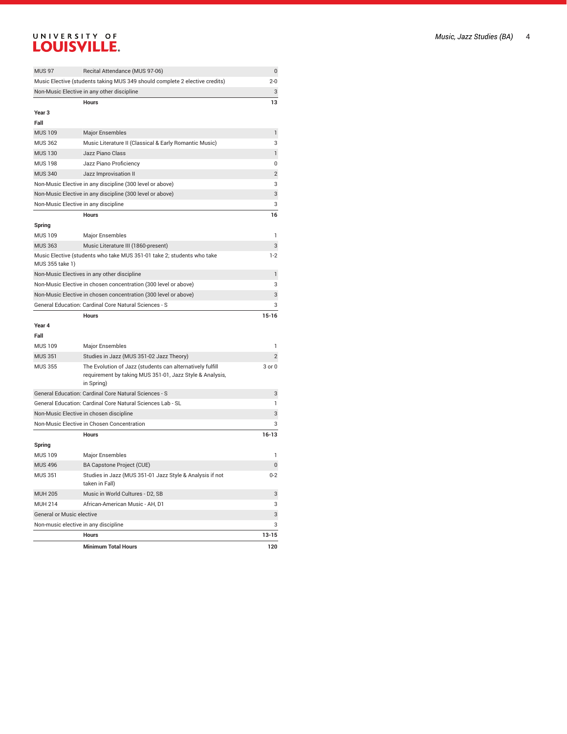| | | |
|---|---|---|
| MUS 97 | Recital Attendance (MUS 97-06) | 0 |
| Music Elective (students taking MUS 349 should complete 2 elective credits) | | 2-0 |
| Non-Music Elective in any other discipline | | 3 |
| | **Hours** | **13** |
| **Year 3** | | |
| **Fall** | | |
| MUS 109 | Major Ensembles | 1 |
| MUS 362 | Music Literature II (Classical & Early Romantic Music) | 3 |
| MUS 130 | Jazz Piano Class | 1 |
| MUS 198 | Jazz Piano Proficiency | 0 |
| MUS 340 | Jazz Improvisation II | 2 |
| Non-Music Elective in any discipline (300 level or above) | | 3 |
| Non-Music Elective in any discipline (300 level or above) | | 3 |
| Non-Music Elective in any discipline | | 3 |
| | **Hours** | **16** |
| **Spring** | | |
| MUS 109 | Major Ensembles | 1 |
| MUS 363 | Music Literature III (1860-present) | 3 |
| Music Elective (students who take MUS 351-01 take 2; students who take MUS 355 take 1) | | 1-2 |
| Non-Music Electives in any other discipline | | 1 |
| Non-Music Elective in chosen concentration (300 level or above) | | 3 |
| Non-Music Elective in chosen concentration (300 level or above) | | 3 |
| General Education: Cardinal Core Natural Sciences - S | | 3 |
| | **Hours** | **15-16** |
| **Year 4** | | |
| **Fall** | | |
| MUS 109 | Major Ensembles | 1 |
| MUS 351 | Studies in Jazz (MUS 351-02 Jazz Theory) | 2 |
| MUS 355 | The Evolution of Jazz (students can alternatively fulfill requirement by taking MUS 351-01, Jazz Style & Analysis, in Spring) | 3 or 0 |
| General Education: Cardinal Core Natural Sciences - S | | 3 |
| General Education: Cardinal Core Natural Sciences Lab - SL | | 1 |
| Non-Music Elective in chosen discipline | | 3 |
| Non-Music Elective in Chosen Concentration | | 3 |
| | **Hours** | **16-13** |
| **Spring** | | |
| MUS 109 | Major Ensembles | 1 |
| MUS 496 | BA Capstone Project (CUE) | 0 |
| MUS 351 | Studies in Jazz (MUS 351-01 Jazz Style & Analysis if not taken in Fall) | 0-2 |
| MUH 205 | Music in World Cultures - D2, SB | 3 |
| MUH 214 | African-American Music - AH, D1 | 3 |
| General or Music elective | | 3 |
| Non-music elective in any discipline | | 3 |
| | **Hours** | **13-15** |
| | **Minimum Total Hours** | **120** |